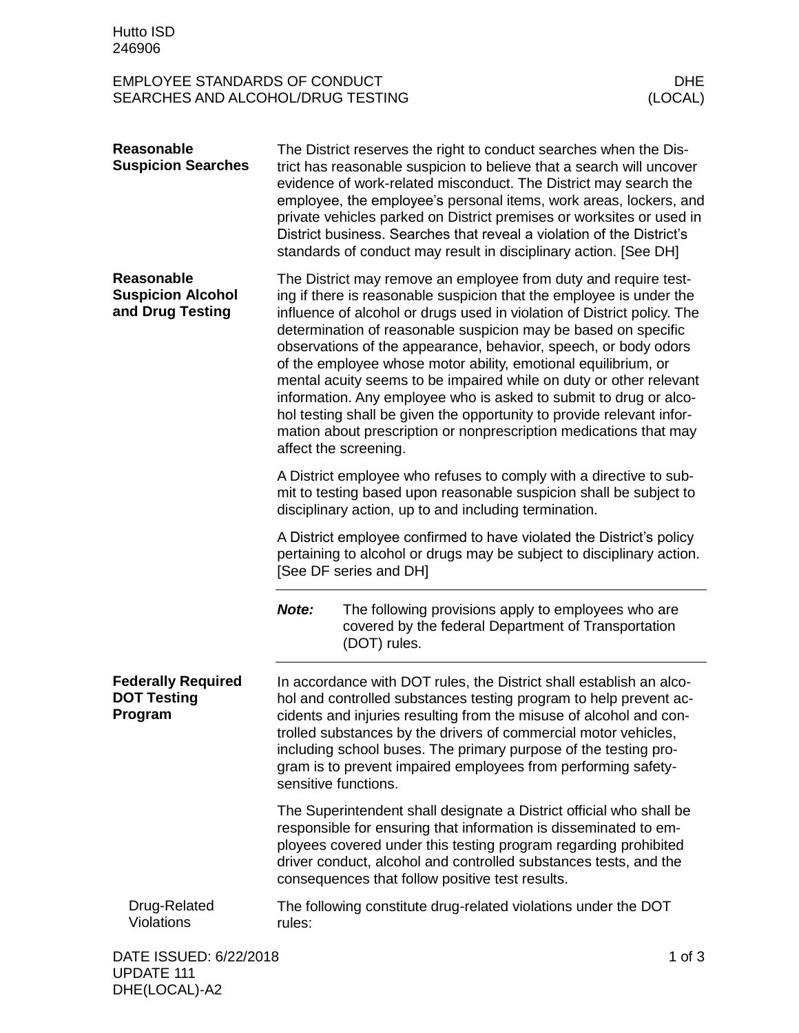# EMPLOYEE STANDARDS OF CONDUCT
# SEARCHES AND ALCOHOL/DRUG TESTING

## Reasonable Suspicion Searches

The District reserves the right to conduct searches when the District has reasonable suspicion to believe that a search will uncover evidence of work-related misconduct. The District may search the employee, the employee's personal items, work areas, lockers, and private vehicles parked on District premises or worksites or used in District business. Searches that reveal a violation of the District's standards of conduct may result in disciplinary action. [See DH]

## Reasonable Suspicion Alcohol and Drug Testing

The District may remove an employee from duty and require testing if there is reasonable suspicion that the employee is under the influence of alcohol or drugs used in violation of District policy. The determination of reasonable suspicion may be based on specific observations of the appearance, behavior, speech, or body odors of the employee whose motor ability, emotional equilibrium, or mental acuity seems to be impaired while on duty or other relevant information. Any employee who is asked to submit to drug or alcohol testing shall be given the opportunity to provide relevant information about prescription or nonprescription medications that may affect the screening.

A District employee who refuses to comply with a directive to submit to testing based upon reasonable suspicion shall be subject to disciplinary action, up to and including termination.

A District employee confirmed to have violated the District's policy pertaining to alcohol or drugs may be subject to disciplinary action. [See DF series and DH]

---

***Note:*** The following provisions apply to employees who are covered by the federal Department of Transportation (DOT) rules.

---

## Federally Required DOT Testing Program

In accordance with DOT rules, the District shall establish an alcohol and controlled substances testing program to help prevent accidents and injuries resulting from the misuse of alcohol and controlled substances by the drivers of commercial motor vehicles, including school buses. The primary purpose of the testing program is to prevent impaired employees from performing safety-sensitive functions.

The Superintendent shall designate a District official who shall be responsible for ensuring that information is disseminated to employees covered under this testing program regarding prohibited driver conduct, alcohol and controlled substances tests, and the consequences that follow positive test results.

### Drug-Related Violations

The following constitute drug-related violations under the DOT rules: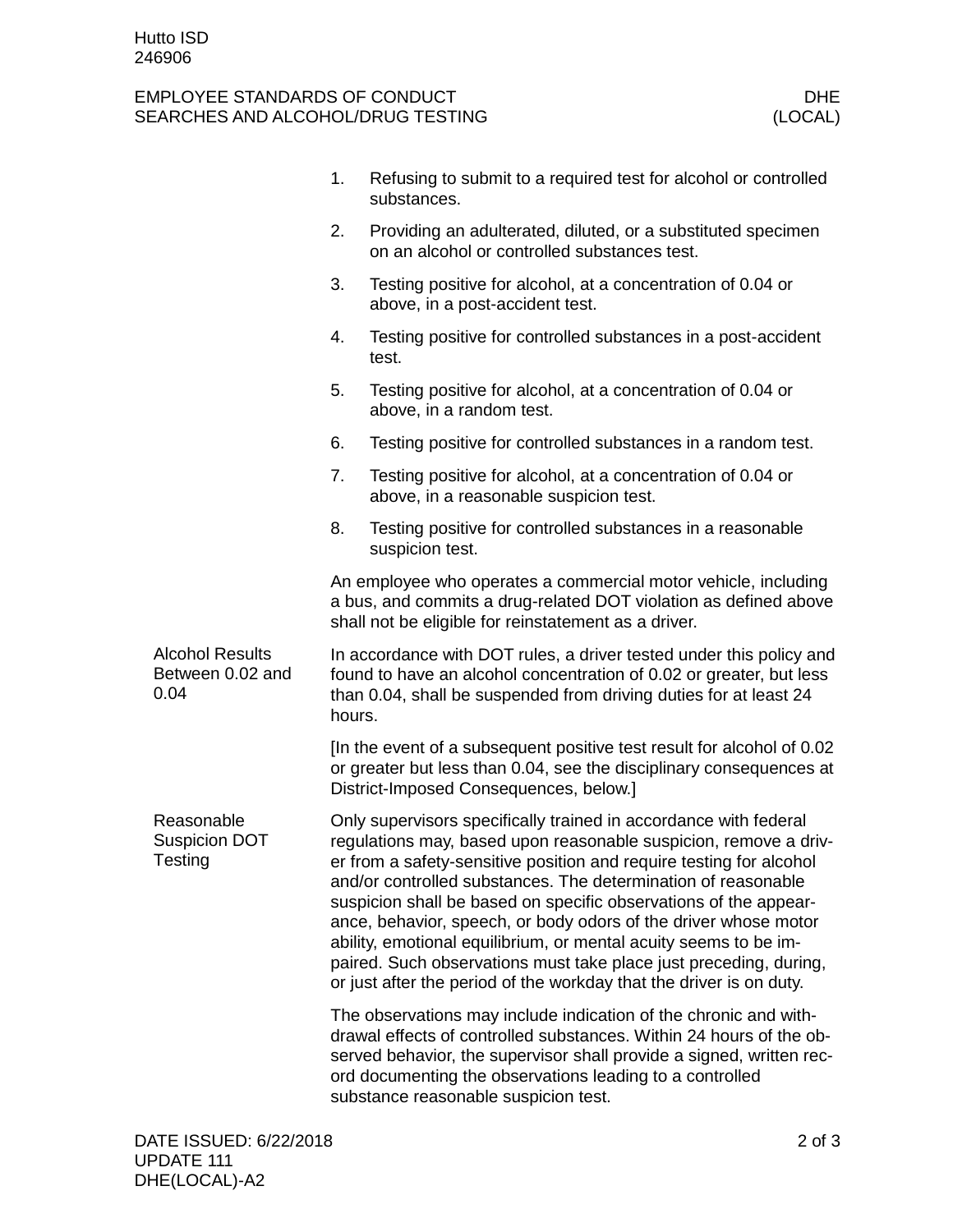1. Refusing to submit to a required test for alcohol or controlled substances.
2. Providing an adulterated, diluted, or a substituted specimen on an alcohol or controlled substances test.
3. Testing positive for alcohol, at a concentration of 0.04 or above, in a post-accident test.
4. Testing positive for controlled substances in a post-accident test.
5. Testing positive for alcohol, at a concentration of 0.04 or above, in a random test.
6. Testing positive for controlled substances in a random test.
7. Testing positive for alcohol, at a concentration of 0.04 or above, in a reasonable suspicion test.
8. Testing positive for controlled substances in a reasonable suspicion test.

An employee who operates a commercial motor vehicle, including a bus, and commits a drug-related DOT violation as defined above shall not be eligible for reinstatement as a driver.

### Alcohol Results Between 0.02 and 0.04

In accordance with DOT rules, a driver tested under this policy and found to have an alcohol concentration of 0.02 or greater, but less than 0.04, shall be suspended from driving duties for at least 24 hours.

[In the event of a subsequent positive test result for alcohol of 0.02 or greater but less than 0.04, see the disciplinary consequences at District-Imposed Consequences, below.]

### Reasonable Suspicion DOT Testing

Only supervisors specifically trained in accordance with federal regulations may, based upon reasonable suspicion, remove a driver from a safety-sensitive position and require testing for alcohol and/or controlled substances. The determination of reasonable suspicion shall be based on specific observations of the appearance, behavior, speech, or body odors of the driver whose motor ability, emotional equilibrium, or mental acuity seems to be impaired. Such observations must take place just preceding, during, or just after the period of the workday that the driver is on duty.

The observations may include indication of the chronic and withdrawal effects of controlled substances. Within 24 hours of the observed behavior, the supervisor shall provide a signed, written record documenting the observations leading to a controlled substance reasonable suspicion test.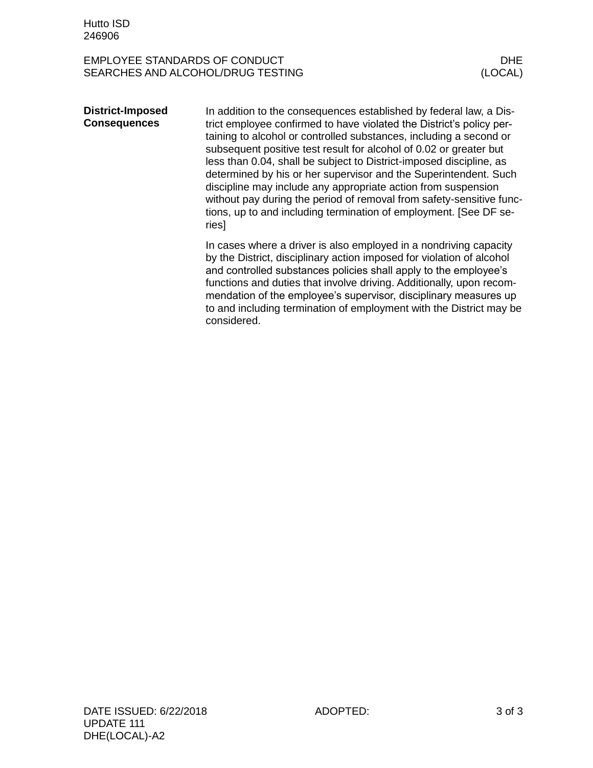## District-Imposed Consequences

In addition to the consequences established by federal law, a District employee confirmed to have violated the District's policy pertaining to alcohol or controlled substances, including a second or subsequent positive test result for alcohol of 0.02 or greater but less than 0.04, shall be subject to District-imposed discipline, as determined by his or her supervisor and the Superintendent. Such discipline may include any appropriate action from suspension without pay during the period of removal from safety-sensitive functions, up to and including termination of employment. [See DF series]

In cases where a driver is also employed in a nondriving capacity by the District, disciplinary action imposed for violation of alcohol and controlled substances policies shall apply to the employee's functions and duties that involve driving. Additionally, upon recommendation of the employee's supervisor, disciplinary measures up to and including termination of employment with the District may be considered.